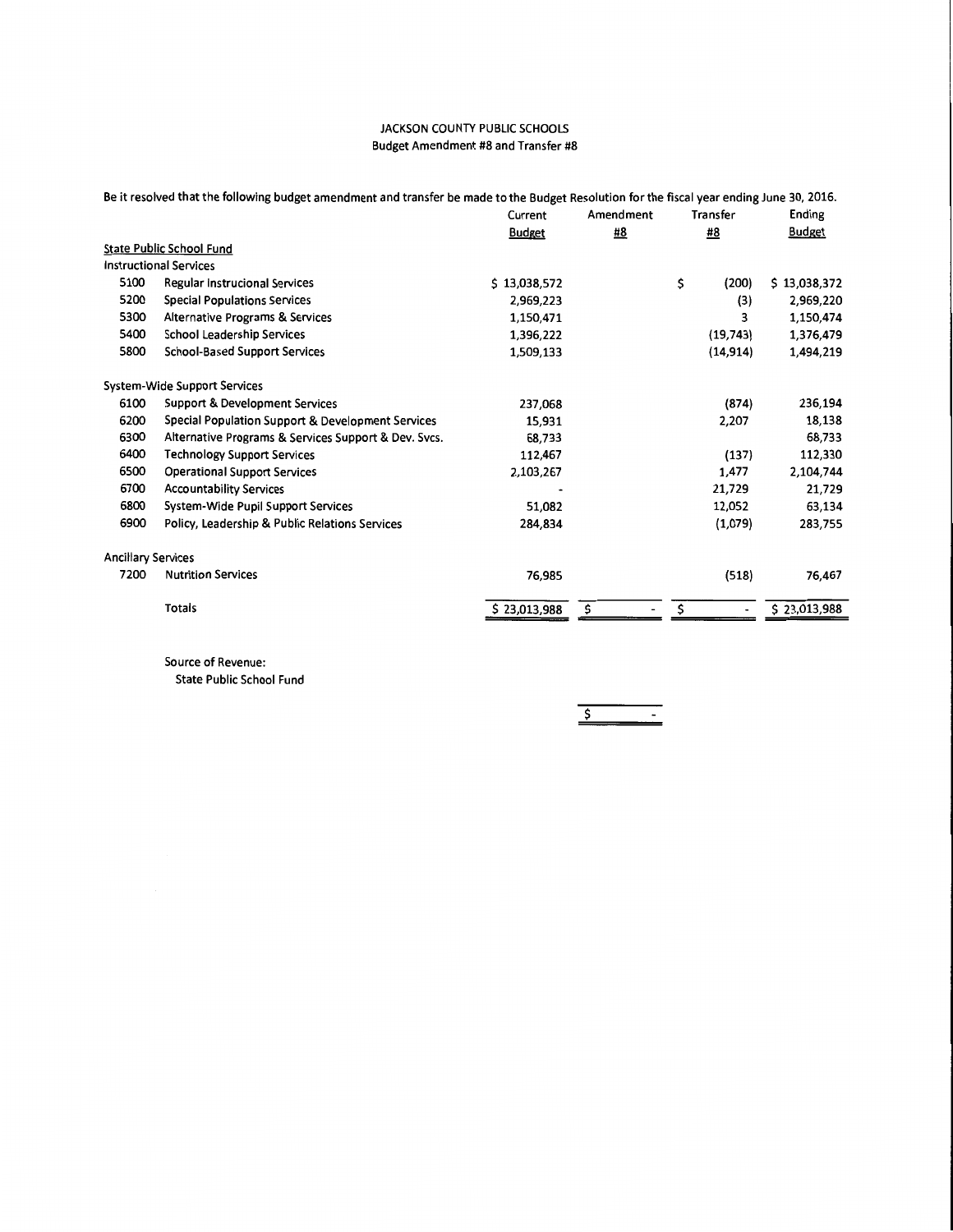JACKSON COUNTY PUBLIC SCHOOLS
Budget Amendment #8 and Transfer #8

Be it resolved that the following budget amendment and transfer be made to the Budget Resolution for the fiscal year ending June 30, 2016.

| | | Current Budget | Amendment #8 | Transfer #8 | Ending Budget |
|---|---|---|---|---|---|
| State Public School Fund | | | | | |
| Instructional Services | | | | | |
| 5100 | Regular Instrucional Services | $ 13,038,572 | | $ (200) | $ 13,038,372 |
| 5200 | Special Populations Services | 2,969,223 | | (3) | 2,969,220 |
| 5300 | Alternative Programs & Services | 1,150,471 | | 3 | 1,150,474 |
| 5400 | School Leadership Services | 1,396,222 | | (19,743) | 1,376,479 |
| 5800 | School-Based Support Services | 1,509,133 | | (14,914) | 1,494,219 |
| System-Wide Support Services | | | | | |
| 6100 | Support & Development Services | 237,068 | | (874) | 236,194 |
| 6200 | Special Population Support & Development Services | 15,931 | | 2,207 | 18,138 |
| 6300 | Alternative Programs & Services Support & Dev. Svcs. | 68,733 | | | 68,733 |
| 6400 | Technology Support Services | 112,467 | | (137) | 112,330 |
| 6500 | Operational Support Services | 2,103,267 | | 1,477 | 2,104,744 |
| 6700 | Accountability Services | - | | 21,729 | 21,729 |
| 6800 | System-Wide Pupil Support Services | 51,082 | | 12,052 | 63,134 |
| 6900 | Policy, Leadership & Public Relations Services | 284,834 | | (1,079) | 283,755 |
| Ancillary Services | | | | | |
| 7200 | Nutrition Services | 76,985 | | (518) | 76,467 |
| | Totals | $ 23,013,988 | $ - | $ - | $ 23,013,988 |

Source of Revenue:
State Public School Fund

$ -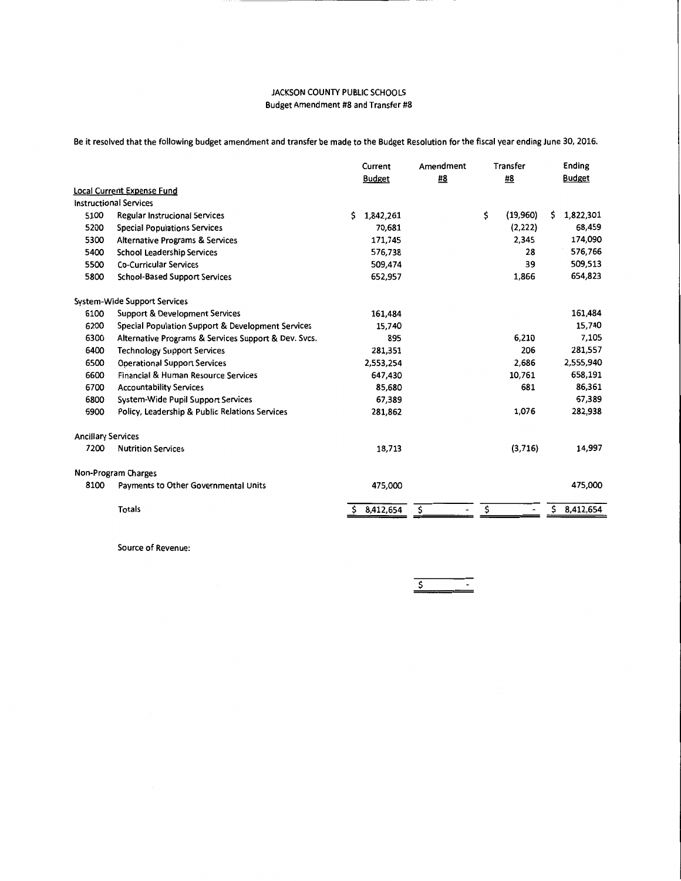JACKSON COUNTY PUBLIC SCHOOLS
Budget Amendment #8 and Transfer #8

Be it resolved that the following budget amendment and transfer be made to the Budget Resolution for the fiscal year ending June 30, 2016.

| | | Current Budget | Amendment #8 | Transfer #8 | Ending Budget |
|---|---|---|---|---|---|
| **Local Current Expense Fund** | | | | | |
| Instructional Services | | | | | |
| 5100 | Regular Instrucional Services | $ 1,842,261 | | $ (19,960) | $ 1,822,301 |
| 5200 | Special Populations Services | 70,681 | | (2,222) | 68,459 |
| 5300 | Alternative Programs & Services | 171,745 | | 2,345 | 174,090 |
| 5400 | School Leadership Services | 576,738 | | 28 | 576,766 |
| 5500 | Co-Curricular Services | 509,474 | | 39 | 509,513 |
| 5800 | School-Based Support Services | 652,957 | | 1,866 | 654,823 |
| System-Wide Support Services | | | | | |
| 6100 | Support & Development Services | 161,484 | | | 161,484 |
| 6200 | Special Population Support & Development Services | 15,740 | | | 15,740 |
| 6300 | Alternative Programs & Services Support & Dev. Svcs. | 895 | | 6,210 | 7,105 |
| 6400 | Technology Support Services | 281,351 | | 206 | 281,557 |
| 6500 | Operational Support Services | 2,553,254 | | 2,686 | 2,555,940 |
| 6600 | Financial & Human Resource Services | 647,430 | | 10,761 | 658,191 |
| 6700 | Accountability Services | 85,680 | | 681 | 86,361 |
| 6800 | System-Wide Pupil Support Services | 67,389 | | | 67,389 |
| 6900 | Policy, Leadership & Public Relations Services | 281,862 | | 1,076 | 282,938 |
| Ancillary Services | | | | | |
| 7200 | Nutrition Services | 18,713 | | (3,716) | 14,997 |
| Non-Program Charges | | | | | |
| 8100 | Payments to Other Governmental Units | 475,000 | | | 475,000 |
| | Totals | $ 8,412,654 | $ - | $ - | $ 8,412,654 |

Source of Revenue:

| | |
|---|---|
| | $ - |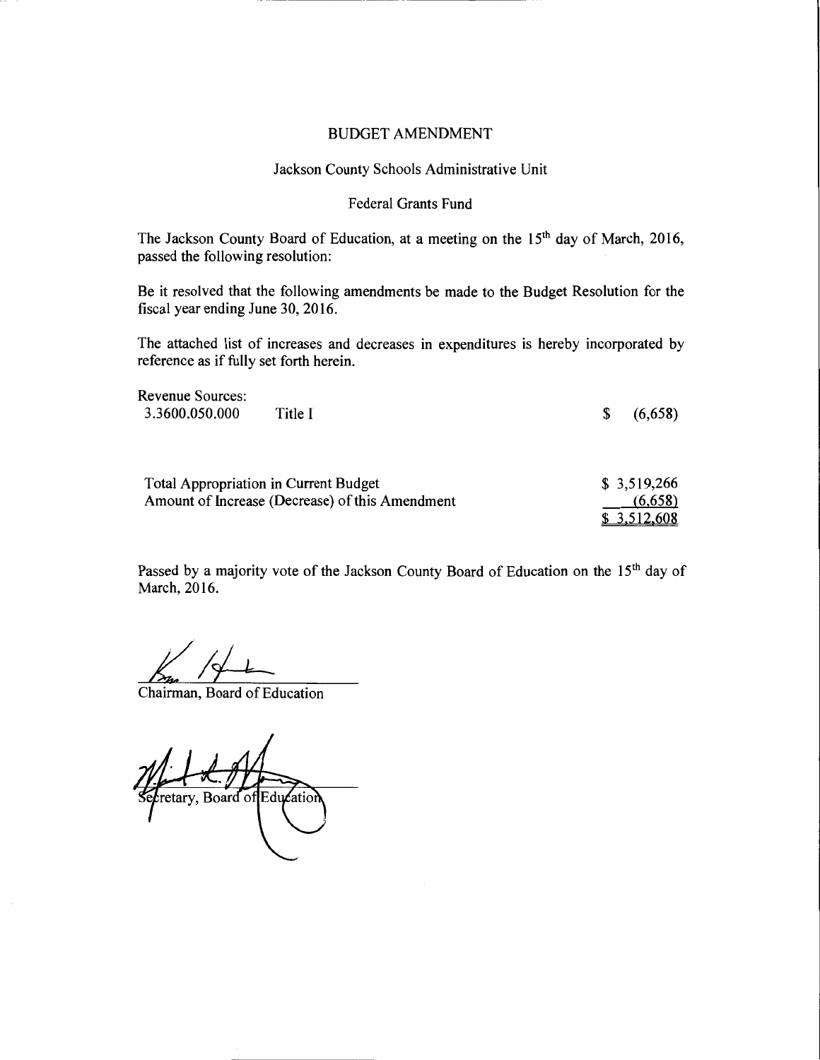# BUDGET AMENDMENT

## Jackson County Schools Administrative Unit

## Federal Grants Fund

The Jackson County Board of Education, at a meeting on the 15th day of March, 2016, passed the following resolution:

Be it resolved that the following amendments be made to the Budget Resolution for the fiscal year ending June 30, 2016.

The attached list of increases and decreases in expenditures is hereby incorporated by reference as if fully set forth herein.

Revenue Sources:

| | | |
|---|---|---|
| 3.3600.050.000 | Title I | $ (6,658) |

| | |
|---|---|
| Total Appropriation in Current Budget | $ 3,519,266 |
| Amount of Increase (Decrease) of this Amendment | (6,658) |
| | $ 3,512,608 |

Passed by a majority vote of the Jackson County Board of Education on the 15th day of March, 2016.

Chairman, Board of Education

Secretary, Board of Education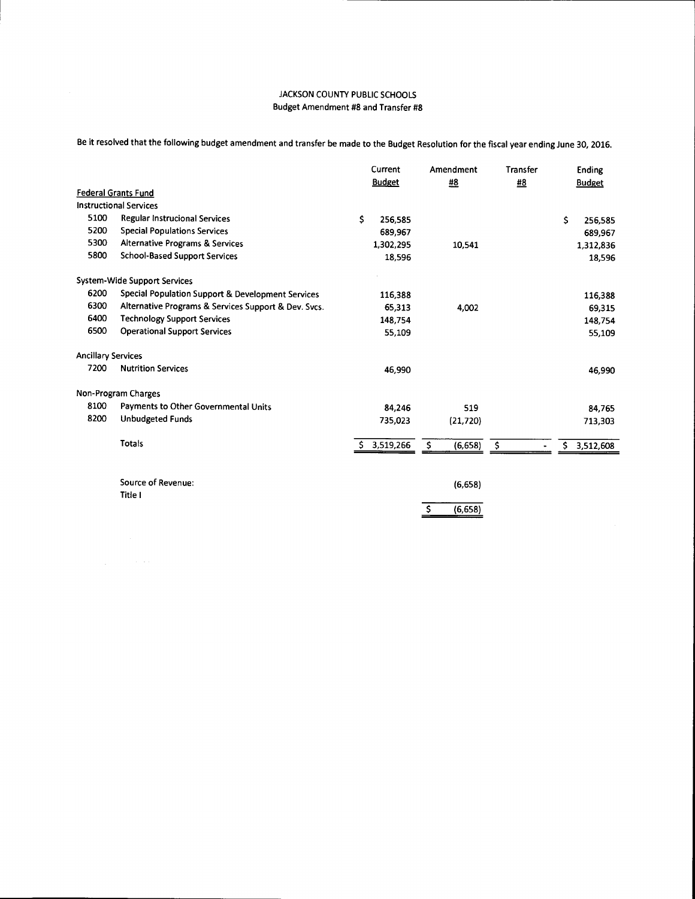JACKSON COUNTY PUBLIC SCHOOLS
Budget Amendment #8 and Transfer #8

Be it resolved that the following budget amendment and transfer be made to the Budget Resolution for the fiscal year ending June 30, 2016.

| | | Current Budget | Amendment #8 | Transfer #8 | Ending Budget |
|---|---|---|---|---|---|
| **Federal Grants Fund** | | | | | |
| Instructional Services | | | | | |
| 5100 | Regular Instrucional Services | $ 256,585 | | | $ 256,585 |
| 5200 | Special Populations Services | 689,967 | | | 689,967 |
| 5300 | Alternative Programs & Services | 1,302,295 | 10,541 | | 1,312,836 |
| 5800 | School-Based Support Services | 18,596 | | | 18,596 |
| System-Wide Support Services | | | | | |
| 6200 | Special Population Support & Development Services | 116,388 | | | 116,388 |
| 6300 | Alternative Programs & Services Support & Dev. Svcs. | 65,313 | 4,002 | | 69,315 |
| 6400 | Technology Support Services | 148,754 | | | 148,754 |
| 6500 | Operational Support Services | 55,109 | | | 55,109 |
| Ancillary Services | | | | | |
| 7200 | Nutrition Services | 46,990 | | | 46,990 |
| Non-Program Charges | | | | | |
| 8100 | Payments to Other Governmental Units | 84,246 | 519 | | 84,765 |
| 8200 | Unbudgeted Funds | 735,023 | (21,720) | | 713,303 |
| | Totals | $ 3,519,266 | $ (6,658) | $ - | $ 3,512,608 |

| | Amendment #8 |
|---|---|
| Source of Revenue: | |
| Title I | (6,658) |
| | $ (6,658) |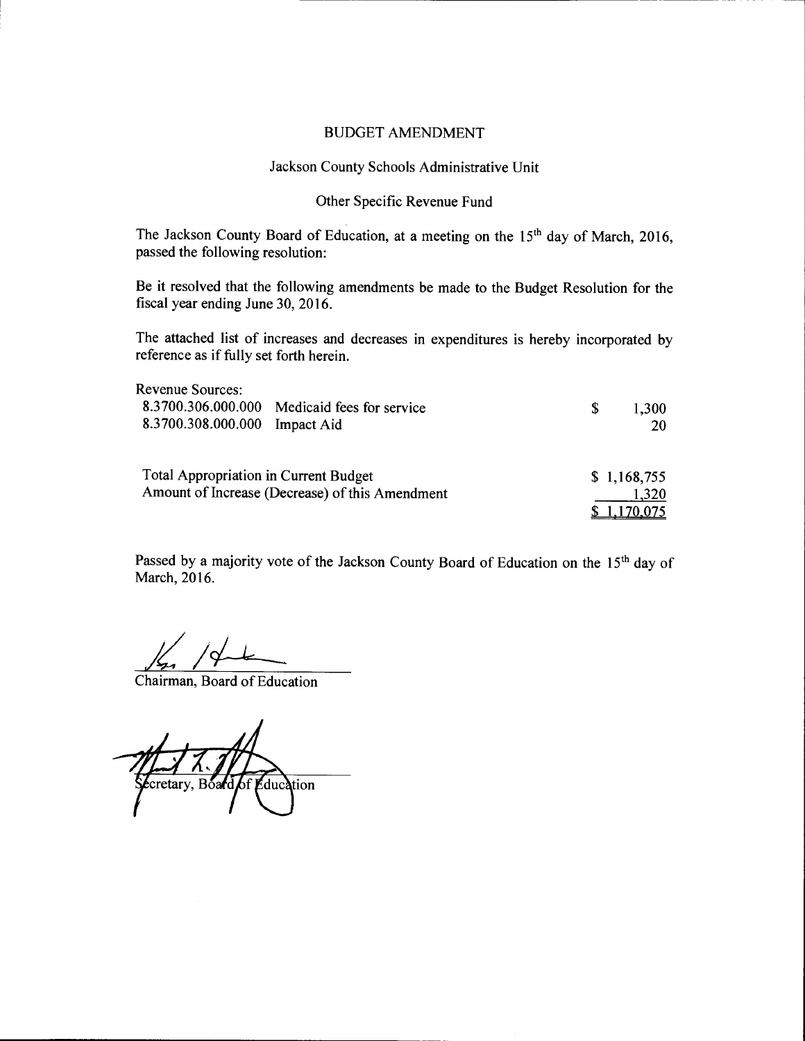# BUDGET AMENDMENT

## Jackson County Schools Administrative Unit

### Other Specific Revenue Fund

The Jackson County Board of Education, at a meeting on the 15th day of March, 2016, passed the following resolution:

Be it resolved that the following amendments be made to the Budget Resolution for the fiscal year ending June 30, 2016.

The attached list of increases and decreases in expenditures is hereby incorporated by reference as if fully set forth herein.

| Revenue Sources: | | |
|---|---|---|
| 8.3700.306.000.000 | Medicaid fees for service | $ 1,300 |
| 8.3700.308.000.000 | Impact Aid | 20 |
| | | |
| Total Appropriation in Current Budget | | $ 1,168,755 |
| Amount of Increase (Decrease) of this Amendment | | 1,320 |
| | | $ 1,170,075 |

Passed by a majority vote of the Jackson County Board of Education on the 15th day of March, 2016.

Chairman, Board of Education

Secretary, Board of Education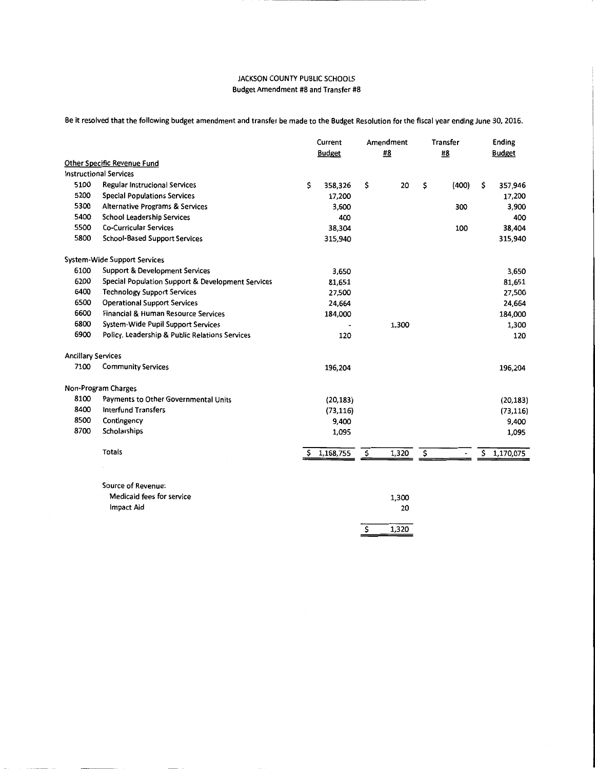JACKSON COUNTY PUBLIC SCHOOLS
Budget Amendment #8 and Transfer #8

Be it resolved that the following budget amendment and transfer be made to the Budget Resolution for the fiscal year ending June 30, 2016.

| | | Current Budget | Amendment #8 | Transfer #8 | Ending Budget |
|---|---|---|---|---|---|
| **Other Specific Revenue Fund** | | | | | |
| Instructional Services | | | | | |
| 5100 | Regular Instrucional Services | $ 358,326 | $ 20 | $ (400) | $ 357,946 |
| 5200 | Special Populations Services | 17,200 | | | 17,200 |
| 5300 | Alternative Programs & Services | 3,600 | | 300 | 3,900 |
| 5400 | School Leadership Services | 400 | | | 400 |
| 5500 | Co-Curricular Services | 38,304 | | 100 | 38,404 |
| 5800 | School-Based Support Services | 315,940 | | | 315,940 |
| System-Wide Support Services | | | | | |
| 6100 | Support & Development Services | 3,650 | | | 3,650 |
| 6200 | Special Population Support & Development Services | 81,651 | | | 81,651 |
| 6400 | Technology Support Services | 27,500 | | | 27,500 |
| 6500 | Operational Support Services | 24,664 | | | 24,664 |
| 6600 | Financial & Human Resource Services | 184,000 | | | 184,000 |
| 6800 | System-Wide Pupil Support Services | - | 1,300 | | 1,300 |
| 6900 | Policy, Leadership & Public Relations Services | 120 | | | 120 |
| Ancillary Services | | | | | |
| 7100 | Community Services | 196,204 | | | 196,204 |
| Non-Program Charges | | | | | |
| 8100 | Payments to Other Governmental Units | (20,183) | | | (20,183) |
| 8400 | Interfund Transfers | (73,116) | | | (73,116) |
| 8500 | Contingency | 9,400 | | | 9,400 |
| 8700 | Scholarships | 1,095 | | | 1,095 |
| | Totals | $ 1,168,755 | $ 1,320 | $ - | $ 1,170,075 |

| | |
|---|---|
| Source of Revenue: | |
| Medicaid fees for service | 1,300 |
| Impact Aid | 20 |
| | $ 1,320 |